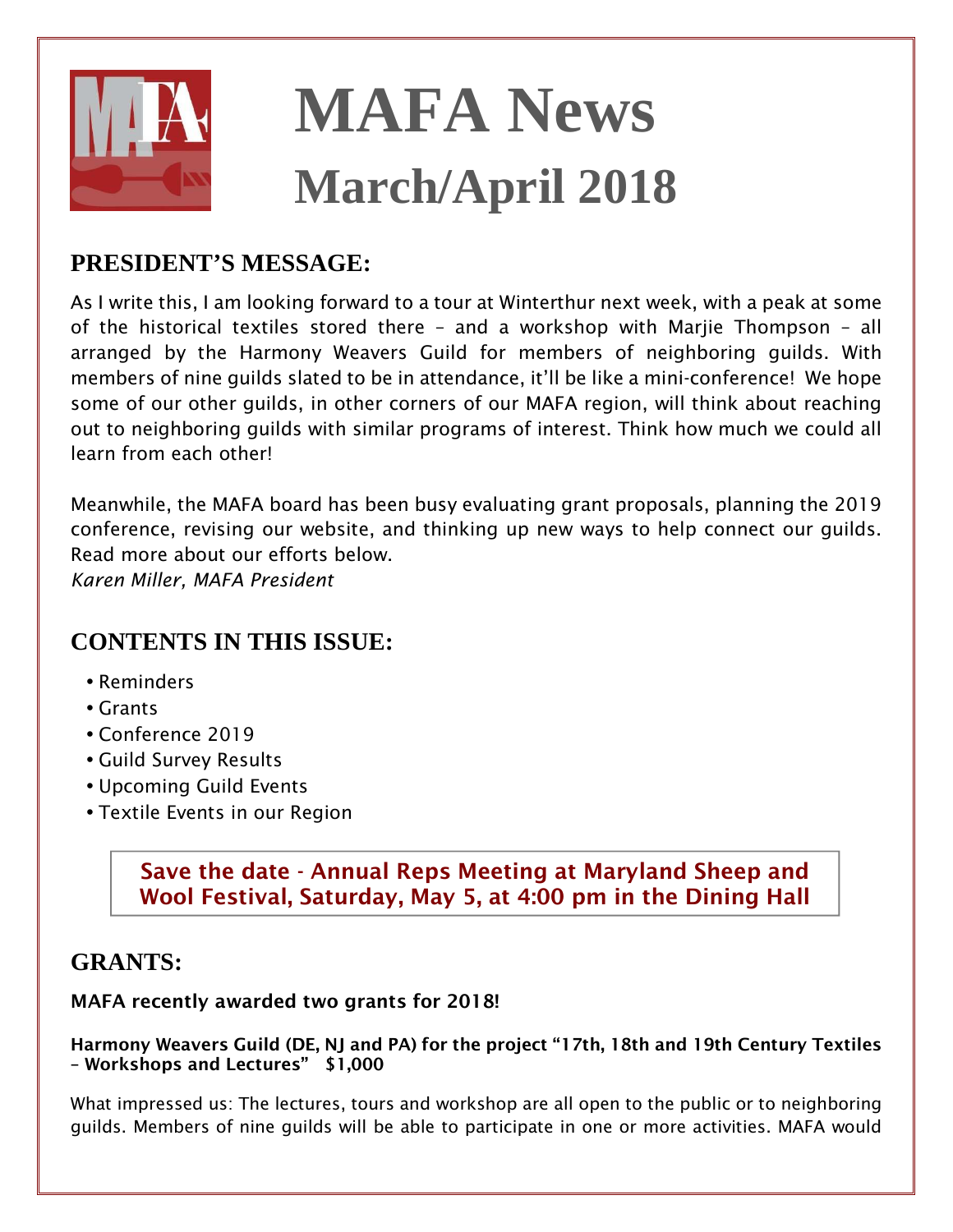# MAFA News
## March/April 2018

## PRESIDENT'S MESSAGE:

As I write this, I am looking forward to a tour at Winterthur next week, with a peak at some of the historical textiles stored there – and a workshop with Marjie Thompson – all arranged by the Harmony Weavers Guild for members of neighboring guilds. With members of nine guilds slated to be in attendance, it'll be like a mini-conference! We hope some of our other guilds, in other corners of our MAFA region, will think about reaching out to neighboring guilds with similar programs of interest. Think how much we could all learn from each other!

Meanwhile, the MAFA board has been busy evaluating grant proposals, planning the 2019 conference, revising our website, and thinking up new ways to help connect our guilds. Read more about our efforts below.
*Karen Miller, MAFA President*

## CONTENTS IN THIS ISSUE:

- Reminders
- Grants
- Conference 2019
- Guild Survey Results
- Upcoming Guild Events
- Textile Events in our Region

**Save the date - Annual Reps Meeting at Maryland Sheep and Wool Festival, Saturday, May 5, at 4:00 pm in the Dining Hall**

## GRANTS:

**MAFA recently awarded two grants for 2018!**

**Harmony Weavers Guild (DE, NJ and PA) for the project "17th, 18th and 19th Century Textiles – Workshops and Lectures" $1,000**

What impressed us: The lectures, tours and workshop are all open to the public or to neighboring guilds. Members of nine guilds will be able to participate in one or more activities. MAFA would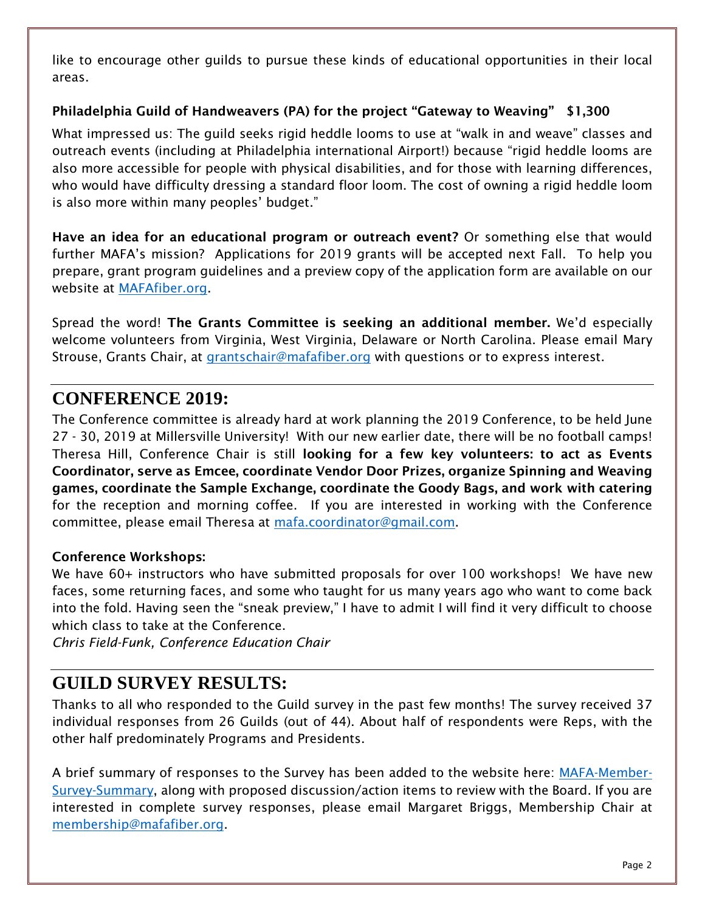like to encourage other guilds to pursue these kinds of educational opportunities in their local areas.

**Philadelphia Guild of Handweavers (PA) for the project "Gateway to Weaving" $1,300**

What impressed us: The guild seeks rigid heddle looms to use at "walk in and weave" classes and outreach events (including at Philadelphia international Airport!) because "rigid heddle looms are also more accessible for people with physical disabilities, and for those with learning differences, who would have difficulty dressing a standard floor loom. The cost of owning a rigid heddle loom is also more within many peoples' budget."

**Have an idea for an educational program or outreach event?** Or something else that would further MAFA's mission? Applications for 2019 grants will be accepted next Fall. To help you prepare, grant program guidelines and a preview copy of the application form are available on our website at [MAFAfiber.org](MAFAfiber.org).

Spread the word! **The Grants Committee is seeking an additional member.** We'd especially welcome volunteers from Virginia, West Virginia, Delaware or North Carolina. Please email Mary Strouse, Grants Chair, at [grantschair@mafafiber.org](mailto:grantschair@mafafiber.org) with questions or to express interest.

---

## CONFERENCE 2019:

The Conference committee is already hard at work planning the 2019 Conference, to be held June 27 - 30, 2019 at Millersville University! With our new earlier date, there will be no football camps! Theresa Hill, Conference Chair is still **looking for a few key volunteers: to act as Events Coordinator, serve as Emcee, coordinate Vendor Door Prizes, organize Spinning and Weaving games, coordinate the Sample Exchange, coordinate the Goody Bags, and work with catering** for the reception and morning coffee. If you are interested in working with the Conference committee, please email Theresa at [mafa.coordinator@gmail.com](mailto:mafa.coordinator@gmail.com).

**Conference Workshops:**

We have 60+ instructors who have submitted proposals for over 100 workshops! We have new faces, some returning faces, and some who taught for us many years ago who want to come back into the fold. Having seen the "sneak preview," I have to admit I will find it very difficult to choose which class to take at the Conference.

*Chris Field-Funk, Conference Education Chair*

---

## GUILD SURVEY RESULTS:

Thanks to all who responded to the Guild survey in the past few months! The survey received 37 individual responses from 26 Guilds (out of 44). About half of respondents were Reps, with the other half predominately Programs and Presidents.

A brief summary of responses to the Survey has been added to the website here: [MAFA-Member-Survey-Summary](MAFA-Member-Survey-Summary), along with proposed discussion/action items to review with the Board. If you are interested in complete survey responses, please email Margaret Briggs, Membership Chair at [membership@mafafiber.org](mailto:membership@mafafiber.org).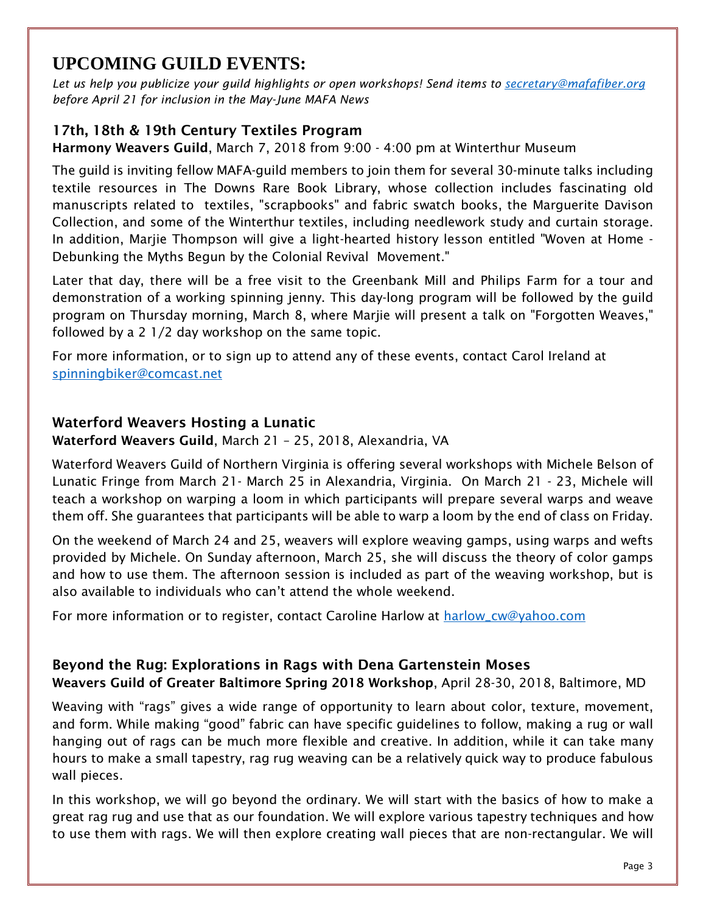# UPCOMING GUILD EVENTS:

*Let us help you publicize your guild highlights or open workshops! Send items to [secretary@mafafiber.org](mailto:secretary@mafafiber.org) before April 21 for inclusion in the May-June MAFA News*

### 17th, 18th & 19th Century Textiles Program

**Harmony Weavers Guild**, March 7, 2018 from 9:00 - 4:00 pm at Winterthur Museum

The guild is inviting fellow MAFA-guild members to join them for several 30-minute talks including textile resources in The Downs Rare Book Library, whose collection includes fascinating old manuscripts related to textiles, "scrapbooks" and fabric swatch books, the Marguerite Davison Collection, and some of the Winterthur textiles, including needlework study and curtain storage. In addition, Marjie Thompson will give a light-hearted history lesson entitled "Woven at Home - Debunking the Myths Begun by the Colonial Revival Movement."

Later that day, there will be a free visit to the Greenbank Mill and Philips Farm for a tour and demonstration of a working spinning jenny. This day-long program will be followed by the guild program on Thursday morning, March 8, where Marjie will present a talk on "Forgotten Weaves," followed by a 2 1/2 day workshop on the same topic.

For more information, or to sign up to attend any of these events, contact Carol Ireland at [spinningbiker@comcast.net](mailto:spinningbiker@comcast.net)

### Waterford Weavers Hosting a Lunatic

**Waterford Weavers Guild**, March 21 – 25, 2018, Alexandria, VA

Waterford Weavers Guild of Northern Virginia is offering several workshops with Michele Belson of Lunatic Fringe from March 21- March 25 in Alexandria, Virginia. On March 21 - 23, Michele will teach a workshop on warping a loom in which participants will prepare several warps and weave them off. She guarantees that participants will be able to warp a loom by the end of class on Friday.

On the weekend of March 24 and 25, weavers will explore weaving gamps, using warps and wefts provided by Michele. On Sunday afternoon, March 25, she will discuss the theory of color gamps and how to use them. The afternoon session is included as part of the weaving workshop, but is also available to individuals who can't attend the whole weekend.

For more information or to register, contact Caroline Harlow at [harlow_cw@yahoo.com](mailto:harlow_cw@yahoo.com)

### Beyond the Rug: Explorations in Rags with Dena Gartenstein Moses

**Weavers Guild of Greater Baltimore Spring 2018 Workshop**, April 28-30, 2018, Baltimore, MD

Weaving with "rags" gives a wide range of opportunity to learn about color, texture, movement, and form. While making "good" fabric can have specific guidelines to follow, making a rug or wall hanging out of rags can be much more flexible and creative. In addition, while it can take many hours to make a small tapestry, rag rug weaving can be a relatively quick way to produce fabulous wall pieces.

In this workshop, we will go beyond the ordinary. We will start with the basics of how to make a great rag rug and use that as our foundation. We will explore various tapestry techniques and how to use them with rags. We will then explore creating wall pieces that are non-rectangular. We will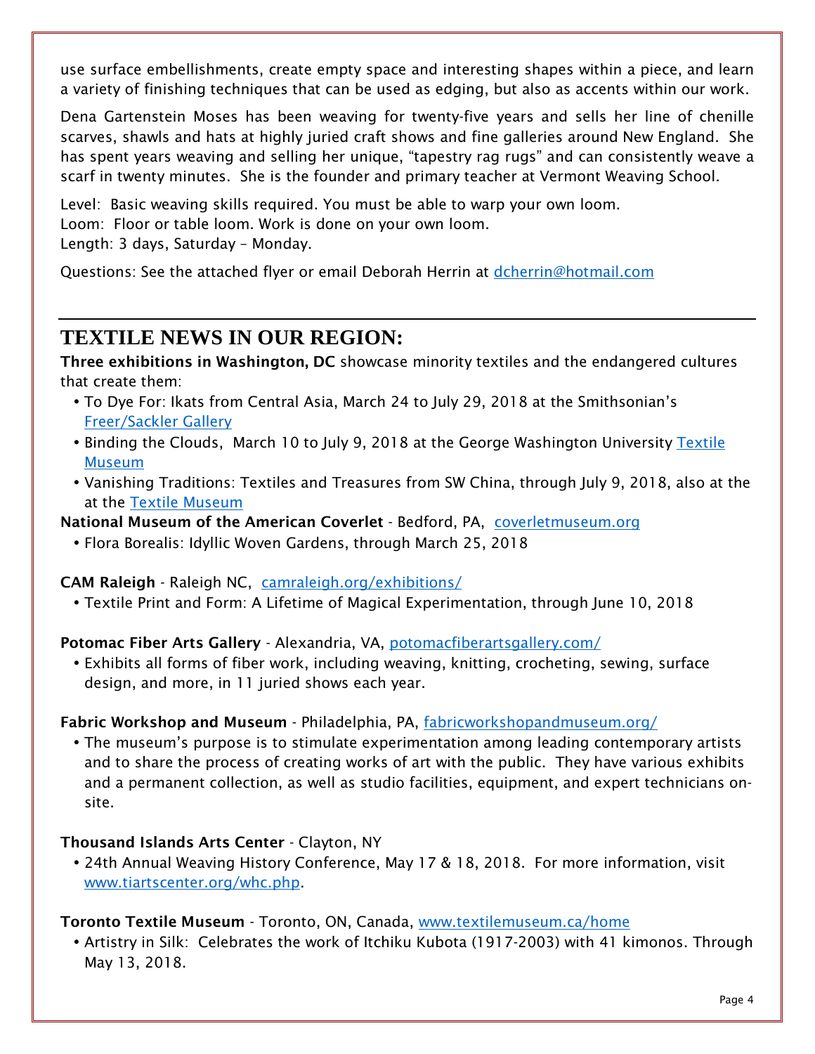use surface embellishments, create empty space and interesting shapes within a piece, and learn a variety of finishing techniques that can be used as edging, but also as accents within our work.

Dena Gartenstein Moses has been weaving for twenty-five years and sells her line of chenille scarves, shawls and hats at highly juried craft shows and fine galleries around New England. She has spent years weaving and selling her unique, "tapestry rag rugs" and can consistently weave a scarf in twenty minutes. She is the founder and primary teacher at Vermont Weaving School.

Level: Basic weaving skills required. You must be able to warp your own loom.
Loom: Floor or table loom. Work is done on your own loom.
Length: 3 days, Saturday – Monday.

Questions: See the attached flyer or email Deborah Herrin at dcherrin@hotmail.com

---

## TEXTILE NEWS IN OUR REGION:

**Three exhibitions in Washington, DC** showcase minority textiles and the endangered cultures that create them:

- To Dye For: Ikats from Central Asia, March 24 to July 29, 2018 at the Smithsonian's Freer/Sackler Gallery
- Binding the Clouds, March 10 to July 9, 2018 at the George Washington University Textile Museum
- Vanishing Traditions: Textiles and Treasures from SW China, through July 9, 2018, also at the at the Textile Museum

**National Museum of the American Coverlet** - Bedford, PA, coverletmuseum.org

- Flora Borealis: Idyllic Woven Gardens, through March 25, 2018

**CAM Raleigh** - Raleigh NC, camraleigh.org/exhibitions/

- Textile Print and Form: A Lifetime of Magical Experimentation, through June 10, 2018

**Potomac Fiber Arts Gallery** - Alexandria, VA, potomacfiberartsgallery.com/

- Exhibits all forms of fiber work, including weaving, knitting, crocheting, sewing, surface design, and more, in 11 juried shows each year.

**Fabric Workshop and Museum** - Philadelphia, PA, fabricworkshopandmuseum.org/

- The museum's purpose is to stimulate experimentation among leading contemporary artists and to share the process of creating works of art with the public. They have various exhibits and a permanent collection, as well as studio facilities, equipment, and expert technicians on-site.

**Thousand Islands Arts Center** - Clayton, NY

- 24th Annual Weaving History Conference, May 17 & 18, 2018. For more information, visit www.tiartscenter.org/whc.php.

**Toronto Textile Museum** - Toronto, ON, Canada, www.textilemuseum.ca/home

- Artistry in Silk: Celebrates the work of Itchiku Kubota (1917-2003) with 41 kimonos. Through May 13, 2018.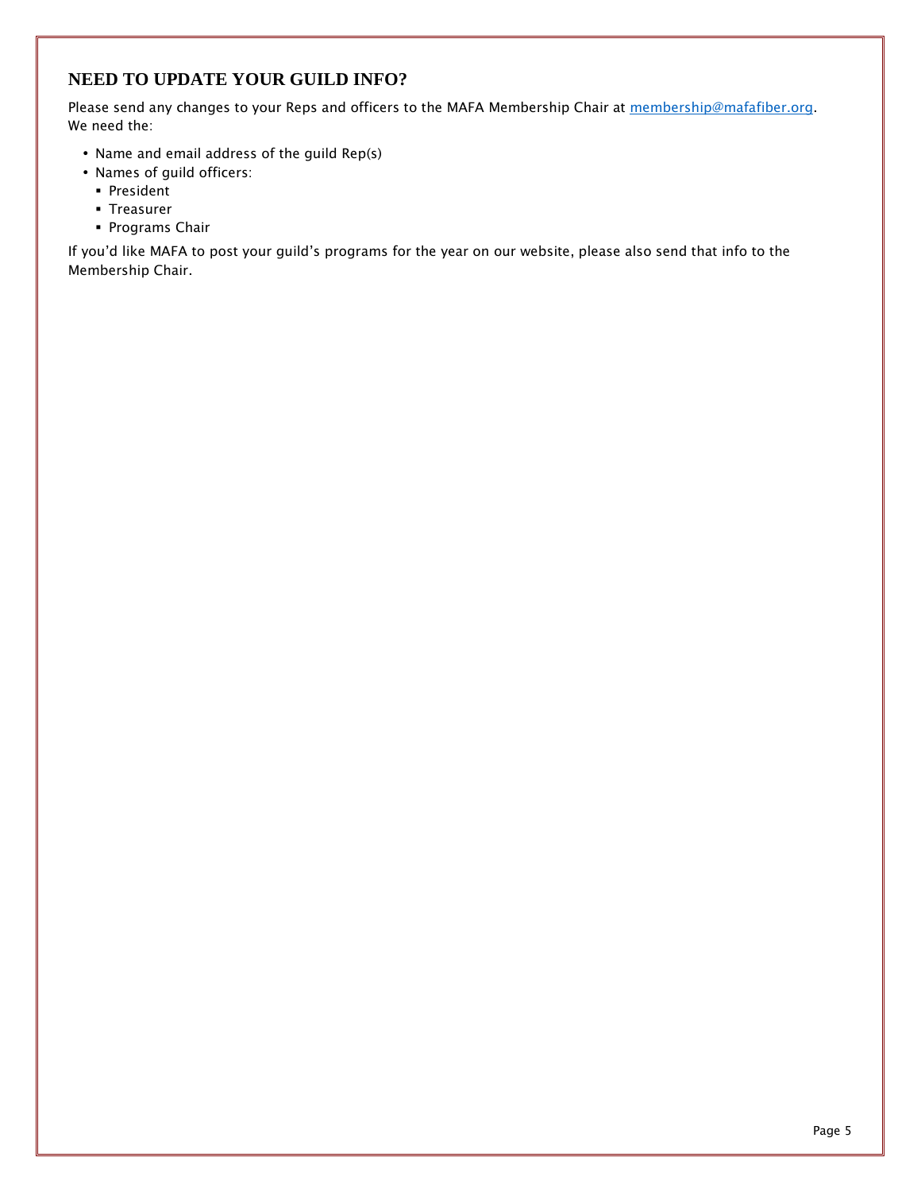## NEED TO UPDATE YOUR GUILD INFO?

Please send any changes to your Reps and officers to the MAFA Membership Chair at [membership@mafafiber.org](mailto:membership@mafafiber.org). We need the:

- Name and email address of the guild Rep(s)
- Names of guild officers:
  - President
  - Treasurer
  - Programs Chair

If you'd like MAFA to post your guild's programs for the year on our website, please also send that info to the Membership Chair.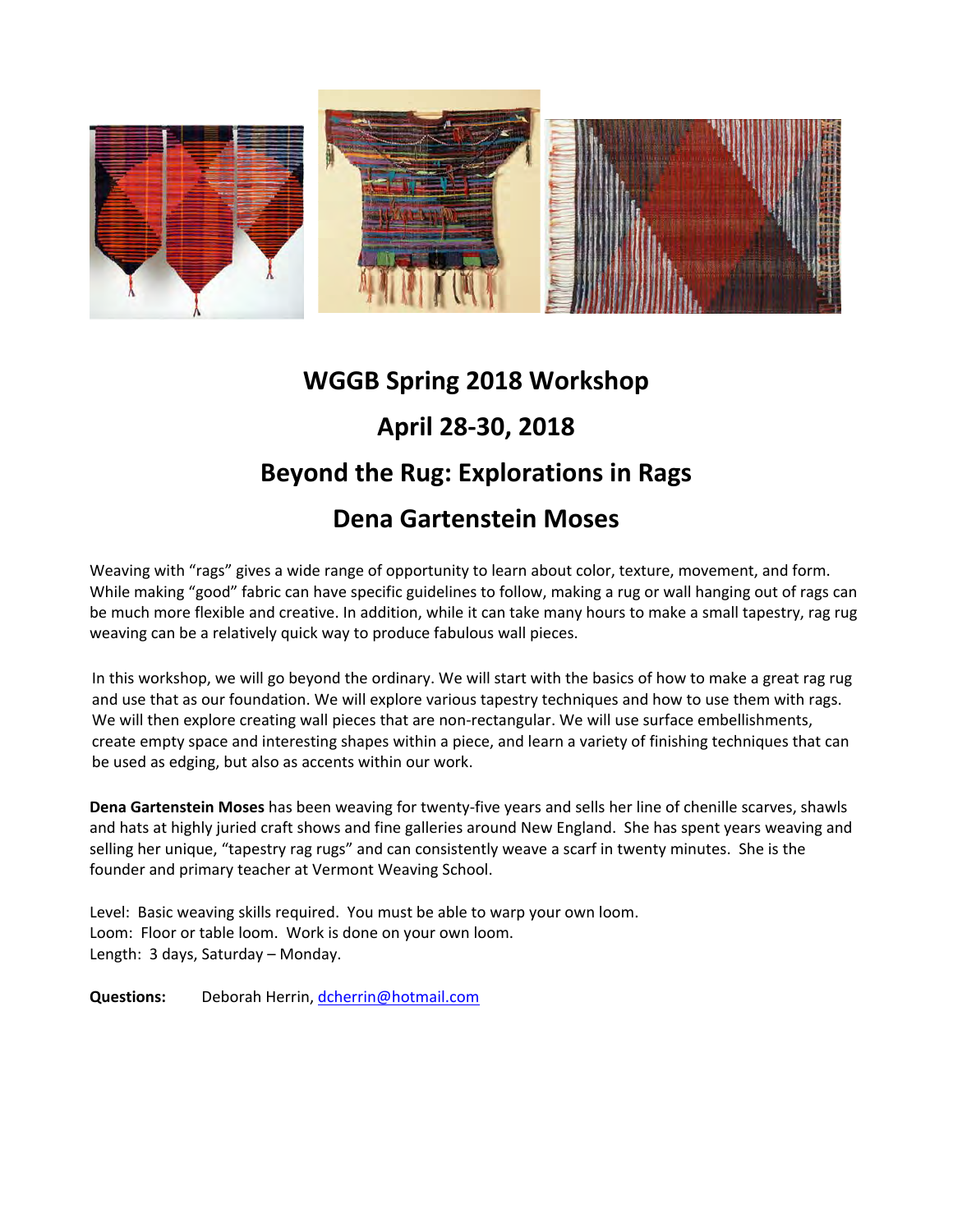# WGGB Spring 2018 Workshop

# April 28-30, 2018

# Beyond the Rug: Explorations in Rags

# Dena Gartenstein Moses

Weaving with "rags" gives a wide range of opportunity to learn about color, texture, movement, and form. While making "good" fabric can have specific guidelines to follow, making a rug or wall hanging out of rags can be much more flexible and creative. In addition, while it can take many hours to make a small tapestry, rag rug weaving can be a relatively quick way to produce fabulous wall pieces.

In this workshop, we will go beyond the ordinary. We will start with the basics of how to make a great rag rug and use that as our foundation. We will explore various tapestry techniques and how to use them with rags. We will then explore creating wall pieces that are non-rectangular. We will use surface embellishments, create empty space and interesting shapes within a piece, and learn a variety of finishing techniques that can be used as edging, but also as accents within our work.

**Dena Gartenstein Moses** has been weaving for twenty-five years and sells her line of chenille scarves, shawls and hats at highly juried craft shows and fine galleries around New England. She has spent years weaving and selling her unique, "tapestry rag rugs" and can consistently weave a scarf in twenty minutes. She is the founder and primary teacher at Vermont Weaving School.

Level: Basic weaving skills required. You must be able to warp your own loom.
Loom: Floor or table loom. Work is done on your own loom.
Length: 3 days, Saturday – Monday.

**Questions:** Deborah Herrin, dcherrin@hotmail.com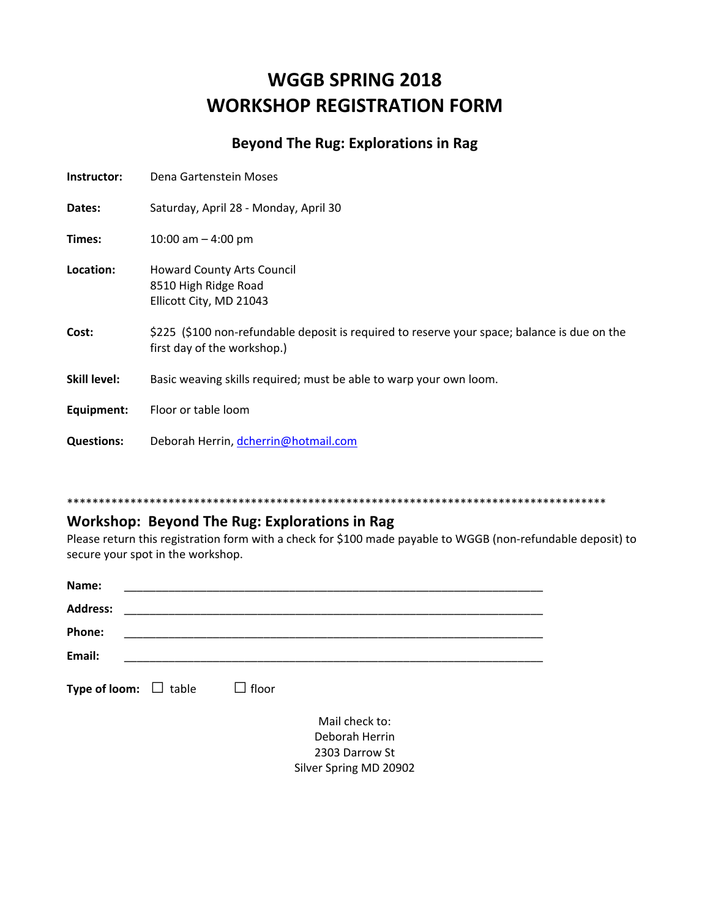# WGGB SPRING 2018
# WORKSHOP REGISTRATION FORM

## Beyond The Rug: Explorations in Rag

**Instructor:** Dena Gartenstein Moses

**Dates:** Saturday, April 28 - Monday, April 30

**Times:** 10:00 am – 4:00 pm

**Location:** Howard County Arts Council
8510 High Ridge Road
Ellicott City, MD 21043

**Cost:** $225 ($100 non-refundable deposit is required to reserve your space; balance is due on the first day of the workshop.)

**Skill level:** Basic weaving skills required; must be able to warp your own loom.

**Equipment:** Floor or table loom

**Questions:** Deborah Herrin, dcherrin@hotmail.com

****************************************************************************************

## Workshop: Beyond The Rug: Explorations in Rag

Please return this registration form with a check for $100 made payable to WGGB (non-refundable deposit) to secure your spot in the workshop.

**Name:** ____________________________________________________________________

**Address:** ____________________________________________________________________

**Phone:** ____________________________________________________________________

**Email:** ____________________________________________________________________

**Type of loom:** ☐ table ☐ floor

Mail check to:
Deborah Herrin
2303 Darrow St
Silver Spring MD 20902